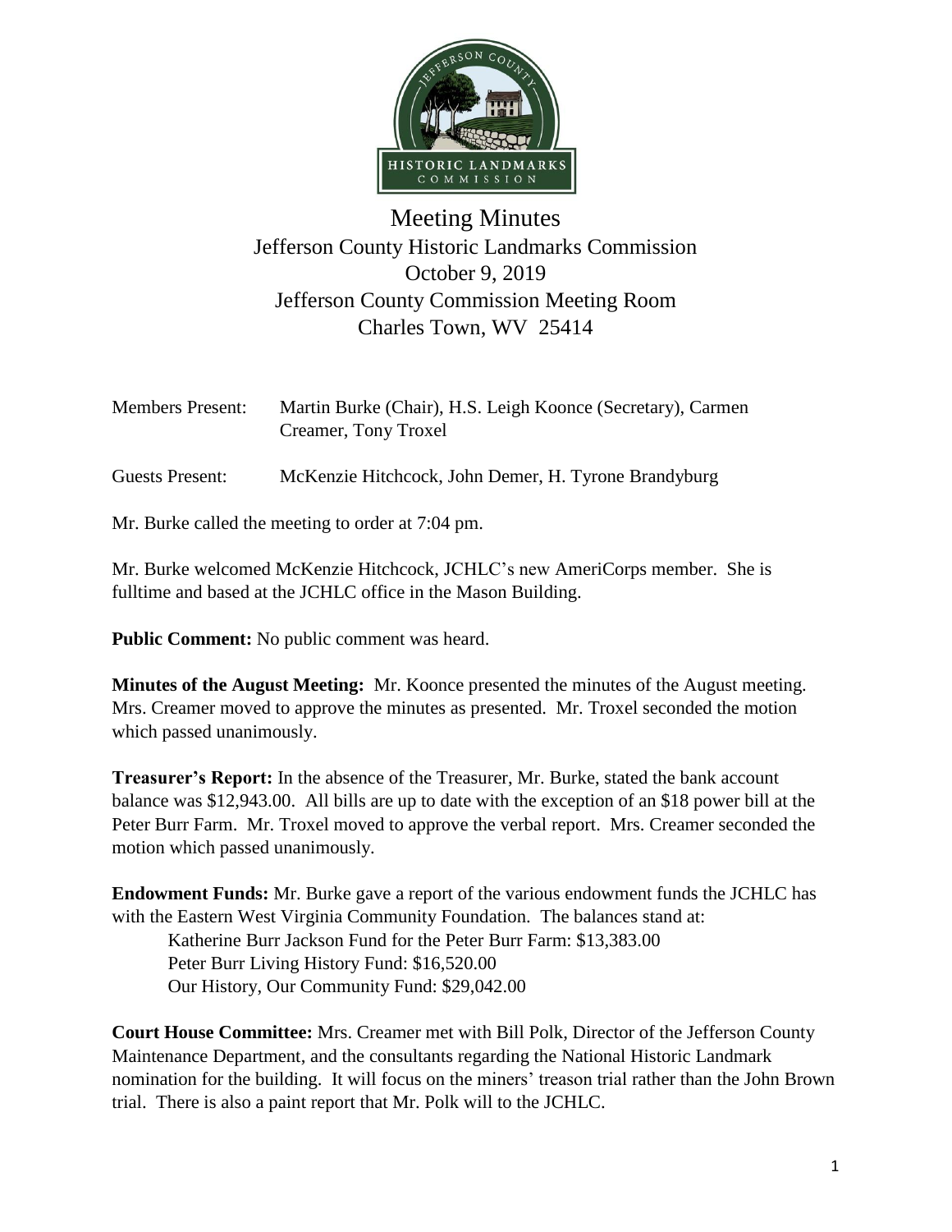# Meeting Minutes
## Jefferson County Historic Landmarks Commission
## October 9, 2019
## Jefferson County Commission Meeting Room
## Charles Town, WV 25414

Members Present: Martin Burke (Chair), H.S. Leigh Koonce (Secretary), Carmen Creamer, Tony Troxel

Guests Present: McKenzie Hitchcock, John Demer, H. Tyrone Brandyburg

Mr. Burke called the meeting to order at 7:04 pm.

Mr. Burke welcomed McKenzie Hitchcock, JCHLC's new AmeriCorps member. She is fulltime and based at the JCHLC office in the Mason Building.

**Public Comment:** No public comment was heard.

**Minutes of the August Meeting:** Mr. Koonce presented the minutes of the August meeting. Mrs. Creamer moved to approve the minutes as presented. Mr. Troxel seconded the motion which passed unanimously.

**Treasurer's Report:** In the absence of the Treasurer, Mr. Burke, stated the bank account balance was $12,943.00. All bills are up to date with the exception of an $18 power bill at the Peter Burr Farm. Mr. Troxel moved to approve the verbal report. Mrs. Creamer seconded the motion which passed unanimously.

**Endowment Funds:** Mr. Burke gave a report of the various endowment funds the JCHLC has with the Eastern West Virginia Community Foundation. The balances stand at:

Katherine Burr Jackson Fund for the Peter Burr Farm: $13,383.00
Peter Burr Living History Fund: $16,520.00
Our History, Our Community Fund: $29,042.00

**Court House Committee:** Mrs. Creamer met with Bill Polk, Director of the Jefferson County Maintenance Department, and the consultants regarding the National Historic Landmark nomination for the building. It will focus on the miners' treason trial rather than the John Brown trial. There is also a paint report that Mr. Polk will to the JCHLC.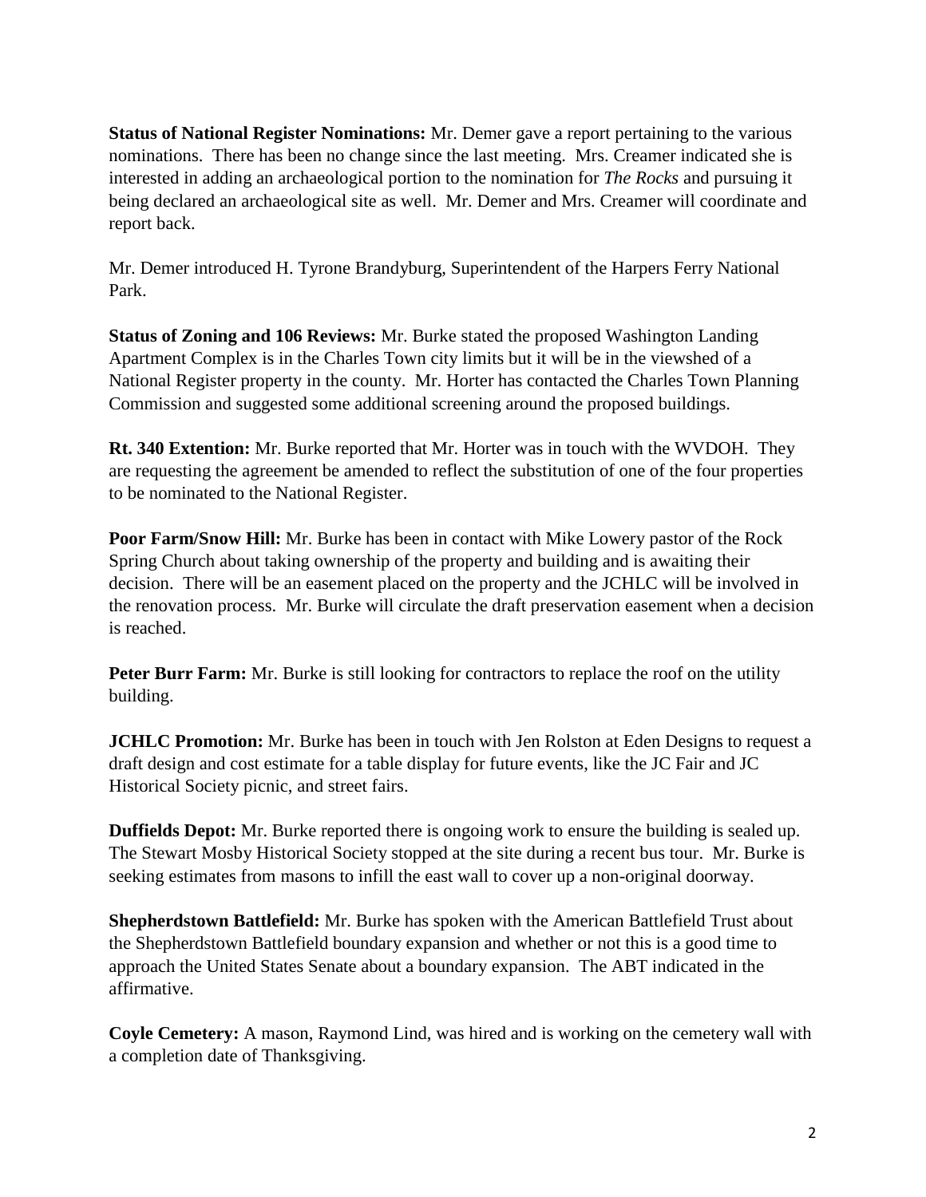**Status of National Register Nominations:** Mr. Demer gave a report pertaining to the various nominations. There has been no change since the last meeting. Mrs. Creamer indicated she is interested in adding an archaeological portion to the nomination for *The Rocks* and pursuing it being declared an archaeological site as well. Mr. Demer and Mrs. Creamer will coordinate and report back.

Mr. Demer introduced H. Tyrone Brandyburg, Superintendent of the Harpers Ferry National Park.

**Status of Zoning and 106 Reviews:** Mr. Burke stated the proposed Washington Landing Apartment Complex is in the Charles Town city limits but it will be in the viewshed of a National Register property in the county. Mr. Horter has contacted the Charles Town Planning Commission and suggested some additional screening around the proposed buildings.

**Rt. 340 Extention:** Mr. Burke reported that Mr. Horter was in touch with the WVDOH. They are requesting the agreement be amended to reflect the substitution of one of the four properties to be nominated to the National Register.

**Poor Farm/Snow Hill:** Mr. Burke has been in contact with Mike Lowery pastor of the Rock Spring Church about taking ownership of the property and building and is awaiting their decision. There will be an easement placed on the property and the JCHLC will be involved in the renovation process. Mr. Burke will circulate the draft preservation easement when a decision is reached.

**Peter Burr Farm:** Mr. Burke is still looking for contractors to replace the roof on the utility building.

**JCHLC Promotion:** Mr. Burke has been in touch with Jen Rolston at Eden Designs to request a draft design and cost estimate for a table display for future events, like the JC Fair and JC Historical Society picnic, and street fairs.

**Duffields Depot:** Mr. Burke reported there is ongoing work to ensure the building is sealed up. The Stewart Mosby Historical Society stopped at the site during a recent bus tour. Mr. Burke is seeking estimates from masons to infill the east wall to cover up a non-original doorway.

**Shepherdstown Battlefield:** Mr. Burke has spoken with the American Battlefield Trust about the Shepherdstown Battlefield boundary expansion and whether or not this is a good time to approach the United States Senate about a boundary expansion. The ABT indicated in the affirmative.

**Coyle Cemetery:** A mason, Raymond Lind, was hired and is working on the cemetery wall with a completion date of Thanksgiving.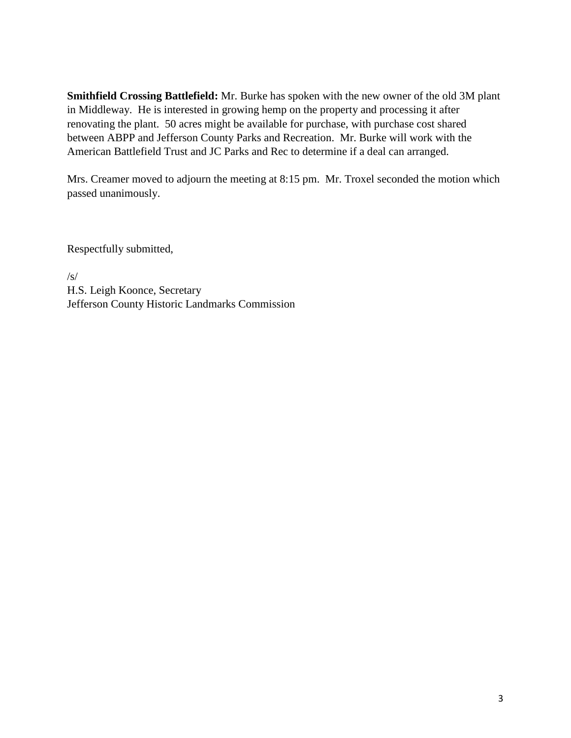**Smithfield Crossing Battlefield:** Mr. Burke has spoken with the new owner of the old 3M plant in Middleway. He is interested in growing hemp on the property and processing it after renovating the plant. 50 acres might be available for purchase, with purchase cost shared between ABPP and Jefferson County Parks and Recreation. Mr. Burke will work with the American Battlefield Trust and JC Parks and Rec to determine if a deal can arranged.

Mrs. Creamer moved to adjourn the meeting at 8:15 pm. Mr. Troxel seconded the motion which passed unanimously.

Respectfully submitted,

/s/
H.S. Leigh Koonce, Secretary
Jefferson County Historic Landmarks Commission